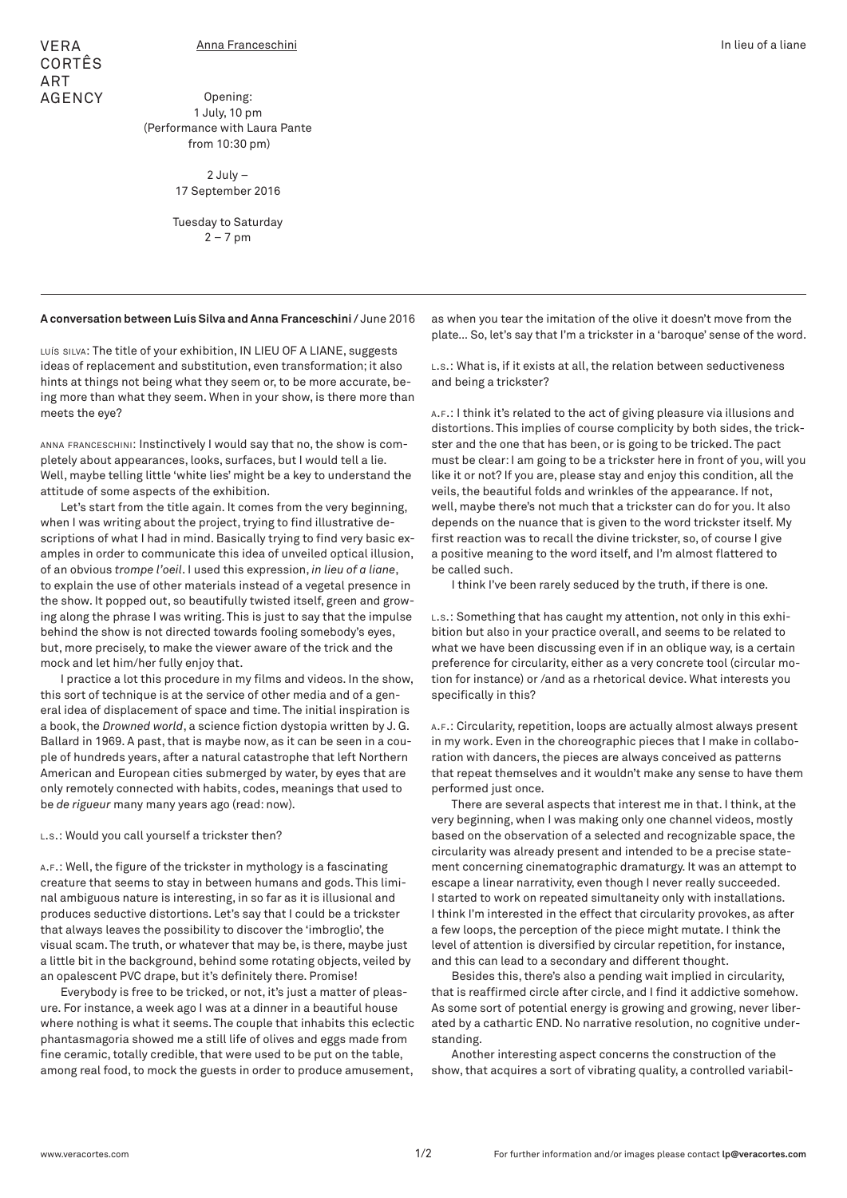VERA CORTÊS ART AGENCY

Anna Franceschini

In lieu of a liane

Opening:
1 July, 10 pm
(Performance with Laura Pante from 10:30 pm)

2 July –
17 September 2016

Tuesday to Saturday
2 – 7 pm

**A conversation between Luís Silva and Anna Franceschini** / June 2016

LUÍS SILVA: The title of your exhibition, IN LIEU OF A LIANE, suggests ideas of replacement and substitution, even transformation; it also hints at things not being what they seem or, to be more accurate, being more than what they seem. When in your show, is there more than meets the eye?

ANNA FRANCESCHINI: Instinctively I would say that no, the show is completely about appearances, looks, surfaces, but I would tell a lie. Well, maybe telling little 'white lies' might be a key to understand the attitude of some aspects of the exhibition.

Let's start from the title again. It comes from the very beginning, when I was writing about the project, trying to find illustrative descriptions of what I had in mind. Basically trying to find very basic examples in order to communicate this idea of unveiled optical illusion, of an obvious *trompe l'oeil*. I used this expression, *in lieu of a liane*, to explain the use of other materials instead of a vegetal presence in the show. It popped out, so beautifully twisted itself, green and growing along the phrase I was writing. This is just to say that the impulse behind the show is not directed towards fooling somebody's eyes, but, more precisely, to make the viewer aware of the trick and the mock and let him/her fully enjoy that.

I practice a lot this procedure in my films and videos. In the show, this sort of technique is at the service of other media and of a general idea of displacement of space and time. The initial inspiration is a book, the *Drowned world*, a science fiction dystopia written by J. G. Ballard in 1969. A past, that is maybe now, as it can be seen in a couple of hundreds years, after a natural catastrophe that left Northern American and European cities submerged by water, by eyes that are only remotely connected with habits, codes, meanings that used to be *de rigueur* many many years ago (read: now).

L.S.: Would you call yourself a trickster then?

A.F.: Well, the figure of the trickster in mythology is a fascinating creature that seems to stay in between humans and gods. This liminal ambiguous nature is interesting, in so far as it is illusional and produces seductive distortions. Let's say that I could be a trickster that always leaves the possibility to discover the 'imbroglio', the visual scam. The truth, or whatever that may be, is there, maybe just a little bit in the background, behind some rotating objects, veiled by an opalescent PVC drape, but it's definitely there. Promise!

Everybody is free to be tricked, or not, it's just a matter of pleasure. For instance, a week ago I was at a dinner in a beautiful house where nothing is what it seems. The couple that inhabits this eclectic phantasmagoria showed me a still life of olives and eggs made from fine ceramic, totally credible, that were used to be put on the table, among real food, to mock the guests in order to produce amusement, as when you tear the imitation of the olive it doesn't move from the plate... So, let's say that I'm a trickster in a 'baroque' sense of the word.

L.S.: What is, if it exists at all, the relation between seductiveness and being a trickster?

A.F.: I think it's related to the act of giving pleasure via illusions and distortions. This implies of course complicity by both sides, the trickster and the one that has been, or is going to be tricked. The pact must be clear: I am going to be a trickster here in front of you, will you like it or not? If you are, please stay and enjoy this condition, all the veils, the beautiful folds and wrinkles of the appearance. If not, well, maybe there's not much that a trickster can do for you. It also depends on the nuance that is given to the word trickster itself. My first reaction was to recall the divine trickster, so, of course I give a positive meaning to the word itself, and I'm almost flattered to be called such.

I think I've been rarely seduced by the truth, if there is one.

L.S.: Something that has caught my attention, not only in this exhibition but also in your practice overall, and seems to be related to what we have been discussing even if in an oblique way, is a certain preference for circularity, either as a very concrete tool (circular motion for instance) or /and as a rhetorical device. What interests you specifically in this?

A.F.: Circularity, repetition, loops are actually almost always present in my work. Even in the choreographic pieces that I make in collaboration with dancers, the pieces are always conceived as patterns that repeat themselves and it wouldn't make any sense to have them performed just once.

There are several aspects that interest me in that. I think, at the very beginning, when I was making only one channel videos, mostly based on the observation of a selected and recognizable space, the circularity was already present and intended to be a precise statement concerning cinematographic dramaturgy. It was an attempt to escape a linear narrativity, even though I never really succeeded. I started to work on repeated simultaneity only with installations. I think I'm interested in the effect that circularity provokes, as after a few loops, the perception of the piece might mutate. I think the level of attention is diversified by circular repetition, for instance, and this can lead to a secondary and different thought.

Besides this, there's also a pending wait implied in circularity, that is reaffirmed circle after circle, and I find it addictive somehow. As some sort of potential energy is growing and growing, never liberated by a cathartic END. No narrative resolution, no cognitive understanding.

Another interesting aspect concerns the construction of the show, that acquires a sort of vibrating quality, a controlled variabil-

www.veracortes.com

For further information and/or images please contact **lp@veracortes.com**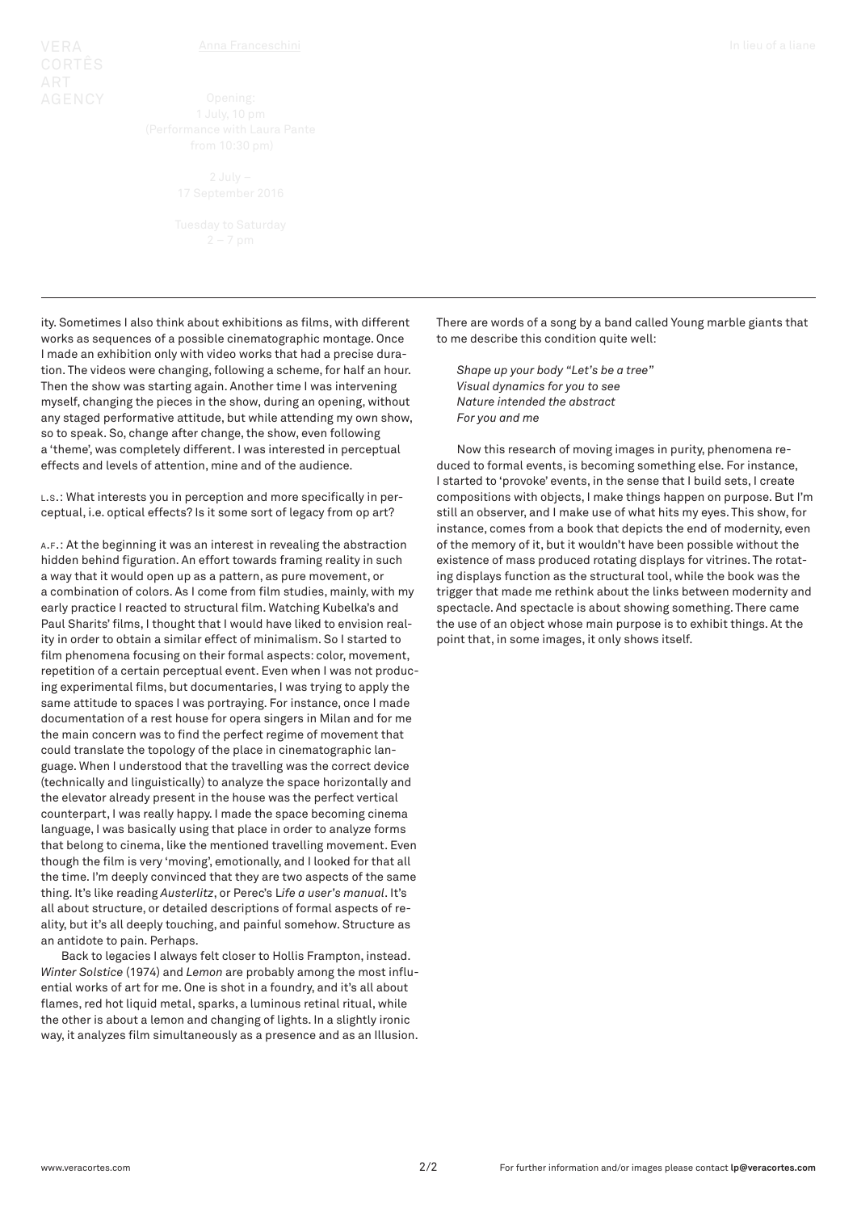ity. Sometimes I also think about exhibitions as films, with different works as sequences of a possible cinematographic montage. Once I made an exhibition only with video works that had a precise duration. The videos were changing, following a scheme, for half an hour. Then the show was starting again. Another time I was intervening myself, changing the pieces in the show, during an opening, without any staged performative attitude, but while attending my own show, so to speak. So, change after change, the show, even following a 'theme', was completely different. I was interested in perceptual effects and levels of attention, mine and of the audience.

L.S.: What interests you in perception and more specifically in perceptual, i.e. optical effects? Is it some sort of legacy from op art?

A.F.: At the beginning it was an interest in revealing the abstraction hidden behind figuration. An effort towards framing reality in such a way that it would open up as a pattern, as pure movement, or a combination of colors. As I come from film studies, mainly, with my early practice I reacted to structural film. Watching Kubelka's and Paul Sharits' films, I thought that I would have liked to envision reality in order to obtain a similar effect of minimalism. So I started to film phenomena focusing on their formal aspects: color, movement, repetition of a certain perceptual event. Even when I was not producing experimental films, but documentaries, I was trying to apply the same attitude to spaces I was portraying. For instance, once I made documentation of a rest house for opera singers in Milan and for me the main concern was to find the perfect regime of movement that could translate the topology of the place in cinematographic language. When I understood that the travelling was the correct device (technically and linguistically) to analyze the space horizontally and the elevator already present in the house was the perfect vertical counterpart, I was really happy. I made the space becoming cinema language, I was basically using that place in order to analyze forms that belong to cinema, like the mentioned travelling movement. Even though the film is very 'moving', emotionally, and I looked for that all the time. I'm deeply convinced that they are two aspects of the same thing. It's like reading *Austerlitz*, or Perec's L*ife a user's manual*. It's all about structure, or detailed descriptions of formal aspects of reality, but it's all deeply touching, and painful somehow. Structure as an antidote to pain. Perhaps.

Back to legacies I always felt closer to Hollis Frampton, instead. *Winter Solstice* (1974) and *Lemon* are probably among the most influential works of art for me. One is shot in a foundry, and it's all about flames, red hot liquid metal, sparks, a luminous retinal ritual, while the other is about a lemon and changing of lights. In a slightly ironic way, it analyzes film simultaneously as a presence and as an Illusion. There are words of a song by a band called Young marble giants that to me describe this condition quite well:

> *Shape up your body "Let's be a tree"*
> *Visual dynamics for you to see*
> *Nature intended the abstract*
> *For you and me*

Now this research of moving images in purity, phenomena reduced to formal events, is becoming something else. For instance, I started to 'provoke' events, in the sense that I build sets, I create compositions with objects, I make things happen on purpose. But I'm still an observer, and I make use of what hits my eyes. This show, for instance, comes from a book that depicts the end of modernity, even of the memory of it, but it wouldn't have been possible without the existence of mass produced rotating displays for vitrines. The rotating displays function as the structural tool, while the book was the trigger that made me rethink about the links between modernity and spectacle. And spectacle is about showing something. There came the use of an object whose main purpose is to exhibit things. At the point that, in some images, it only shows itself.